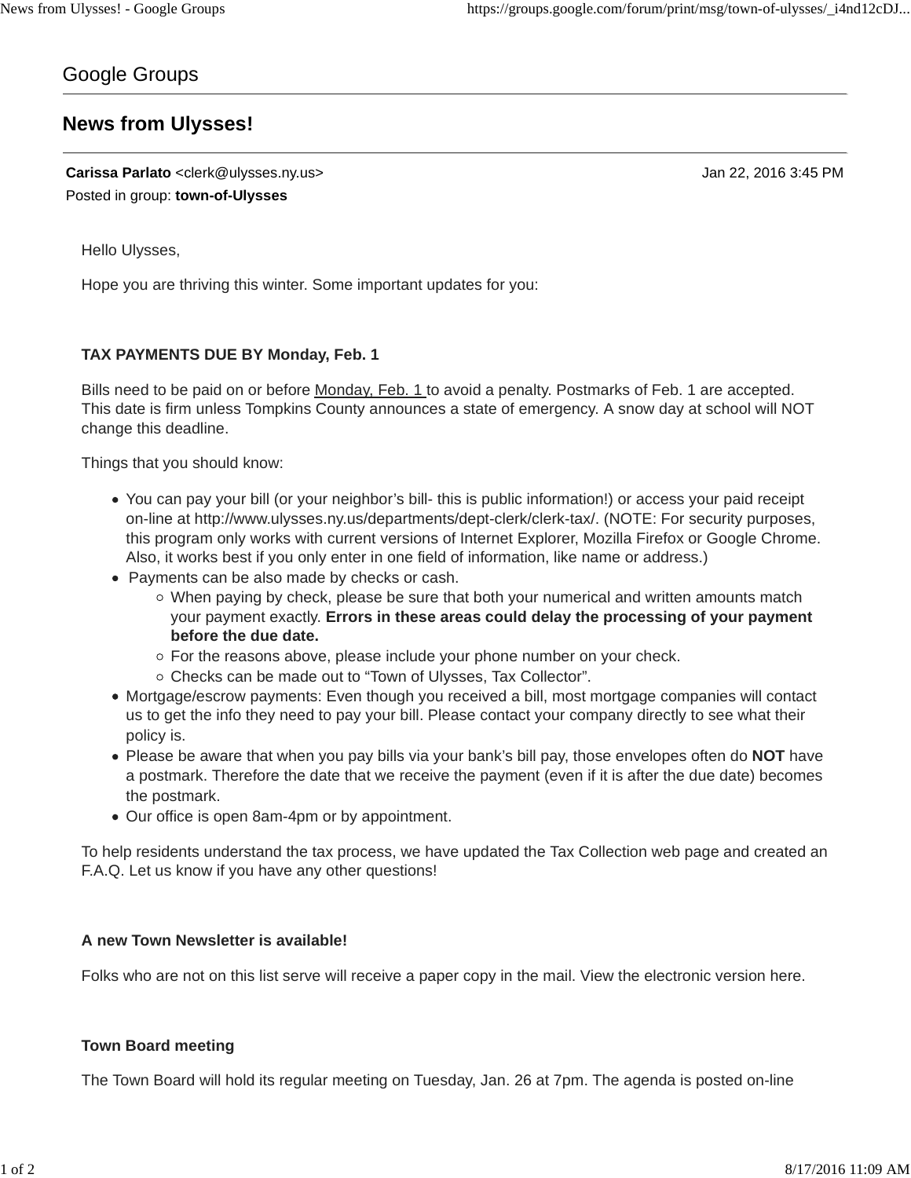Google Groups

# News from Ulysses!

**Carissa Parlato** <clerk@ulysses.ny.us> Jan 22, 2016 3:45 PM
Posted in group: **town-of-Ulysses**

Hello Ulysses,

Hope you are thriving this winter. Some important updates for you:

**TAX PAYMENTS DUE BY Monday, Feb. 1**

Bills need to be paid on or before Monday, Feb. 1 to avoid a penalty. Postmarks of Feb. 1 are accepted. This date is firm unless Tompkins County announces a state of emergency. A snow day at school will NOT change this deadline.

Things that you should know:

- You can pay your bill (or your neighbor's bill- this is public information!) or access your paid receipt on-line at http://www.ulysses.ny.us/departments/dept-clerk/clerk-tax/. (NOTE: For security purposes, this program only works with current versions of Internet Explorer, Mozilla Firefox or Google Chrome. Also, it works best if you only enter in one field of information, like name or address.)
- Payments can be also made by checks or cash.
  - When paying by check, please be sure that both your numerical and written amounts match your payment exactly. **Errors in these areas could delay the processing of your payment before the due date.**
  - For the reasons above, please include your phone number on your check.
  - Checks can be made out to "Town of Ulysses, Tax Collector".
- Mortgage/escrow payments: Even though you received a bill, most mortgage companies will contact us to get the info they need to pay your bill. Please contact your company directly to see what their policy is.
- Please be aware that when you pay bills via your bank's bill pay, those envelopes often do **NOT** have a postmark. Therefore the date that we receive the payment (even if it is after the due date) becomes the postmark.
- Our office is open 8am-4pm or by appointment.

To help residents understand the tax process, we have updated the Tax Collection web page and created an F.A.Q. Let us know if you have any other questions!

**A new Town Newsletter is available!**

Folks who are not on this list serve will receive a paper copy in the mail. View the electronic version here.

**Town Board meeting**

The Town Board will hold its regular meeting on Tuesday, Jan. 26 at 7pm. The agenda is posted on-line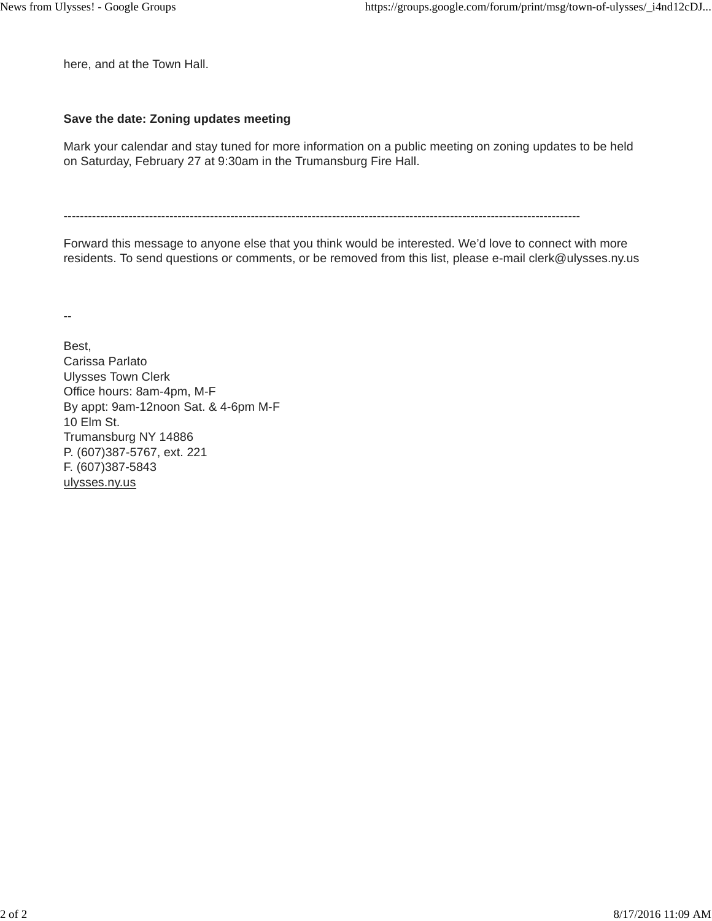here, and at the Town Hall.

**Save the date: Zoning updates meeting**

Mark your calendar and stay tuned for more information on a public meeting on zoning updates to be held on Saturday, February 27 at 9:30am in the Trumansburg Fire Hall.

------------------------------------------------------------------------------------------------------------------------------

Forward this message to anyone else that you think would be interested. We'd love to connect with more residents. To send questions or comments, or be removed from this list, please e-mail clerk@ulysses.ny.us

--

Best,
Carissa Parlato
Ulysses Town Clerk
Office hours: 8am-4pm, M-F
By appt: 9am-12noon Sat. & 4-6pm M-F
10 Elm St.
Trumansburg NY 14886
P. (607)387-5767, ext. 221
F. (607)387-5843
ulysses.ny.us